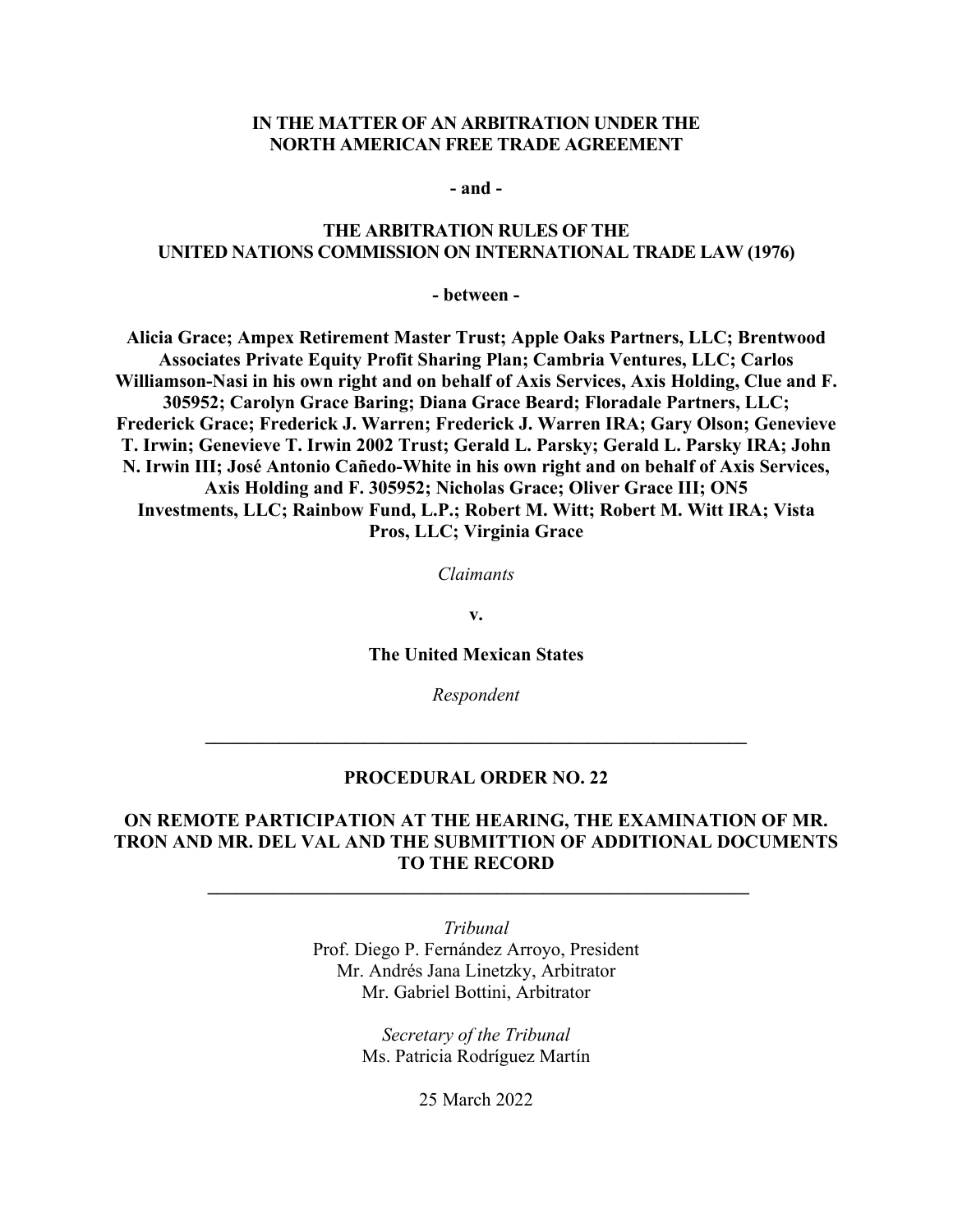**IN THE MATTER OF AN ARBITRATION UNDER THE NORTH AMERICAN FREE TRADE AGREEMENT**

**- and -**

**THE ARBITRATION RULES OF THE UNITED NATIONS COMMISSION ON INTERNATIONAL TRADE LAW (1976)**

**- between -**

**Alicia Grace; Ampex Retirement Master Trust; Apple Oaks Partners, LLC; Brentwood Associates Private Equity Profit Sharing Plan; Cambria Ventures, LLC; Carlos Williamson-Nasi in his own right and on behalf of Axis Services, Axis Holding, Clue and F. 305952; Carolyn Grace Baring; Diana Grace Beard; Floradale Partners, LLC; Frederick Grace; Frederick J. Warren; Frederick J. Warren IRA; Gary Olson; Genevieve T. Irwin; Genevieve T. Irwin 2002 Trust; Gerald L. Parsky; Gerald L. Parsky IRA; John N. Irwin III; José Antonio Cañedo-White in his own right and on behalf of Axis Services, Axis Holding and F. 305952; Nicholas Grace; Oliver Grace III; ON5 Investments, LLC; Rainbow Fund, L.P.; Robert M. Witt; Robert M. Witt IRA; Vista Pros, LLC; Virginia Grace**

*Claimants*

**v.**

**The United Mexican States**

*Respondent*

---

# PROCEDURAL ORDER NO. 22

## ON REMOTE PARTICIPATION AT THE HEARING, THE EXAMINATION OF MR. TRON AND MR. DEL VAL AND THE SUBMITTION OF ADDITIONAL DOCUMENTS TO THE RECORD

---

*Tribunal*
Prof. Diego P. Fernández Arroyo, President
Mr. Andrés Jana Linetzky, Arbitrator
Mr. Gabriel Bottini, Arbitrator

*Secretary of the Tribunal*
Ms. Patricia Rodríguez Martín

25 March 2022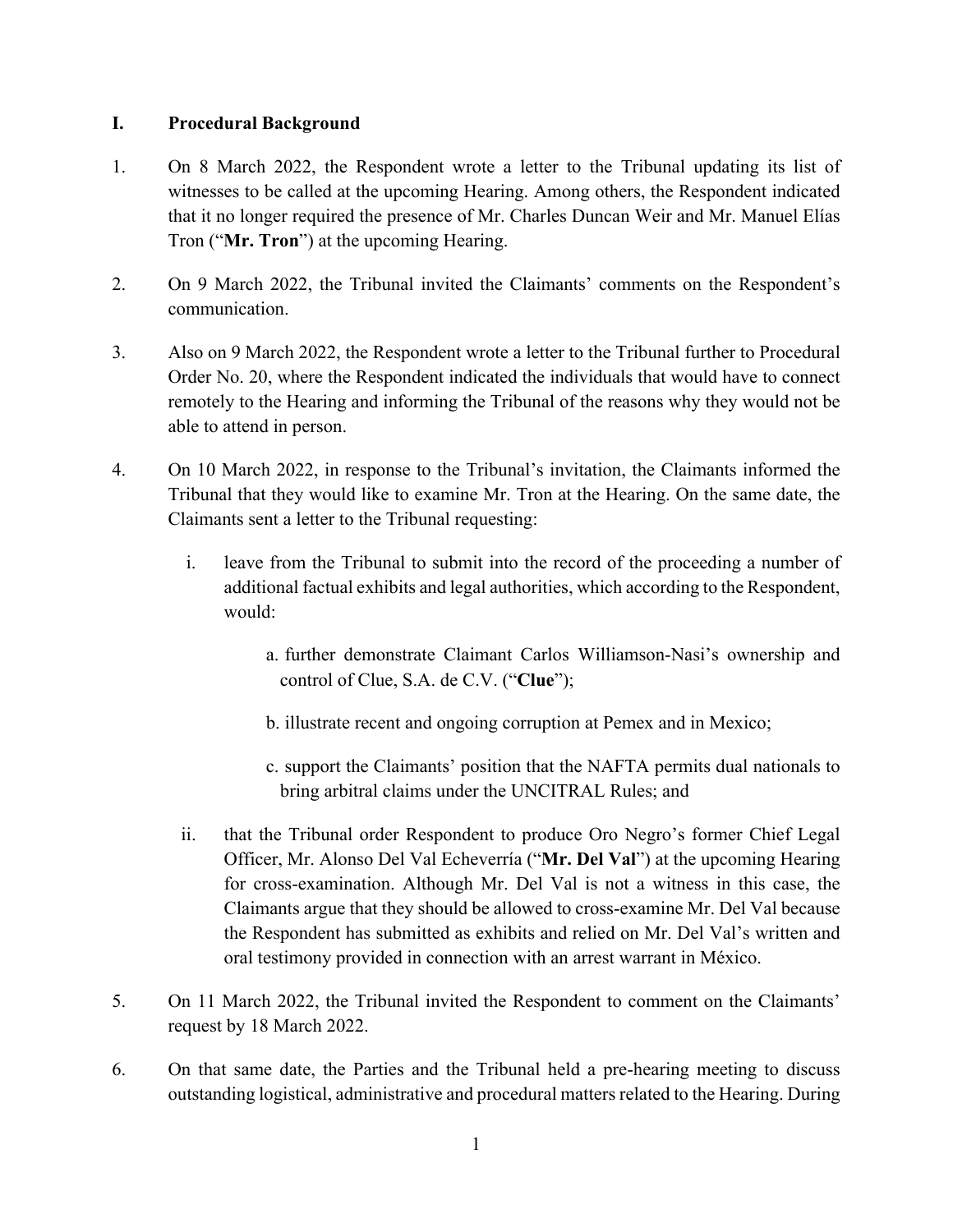## I. Procedural Background

1. On 8 March 2022, the Respondent wrote a letter to the Tribunal updating its list of witnesses to be called at the upcoming Hearing. Among others, the Respondent indicated that it no longer required the presence of Mr. Charles Duncan Weir and Mr. Manuel Elías Tron ("**Mr. Tron**") at the upcoming Hearing.

2. On 9 March 2022, the Tribunal invited the Claimants' comments on the Respondent's communication.

3. Also on 9 March 2022, the Respondent wrote a letter to the Tribunal further to Procedural Order No. 20, where the Respondent indicated the individuals that would have to connect remotely to the Hearing and informing the Tribunal of the reasons why they would not be able to attend in person.

4. On 10 March 2022, in response to the Tribunal's invitation, the Claimants informed the Tribunal that they would like to examine Mr. Tron at the Hearing. On the same date, the Claimants sent a letter to the Tribunal requesting:

   i. leave from the Tribunal to submit into the record of the proceeding a number of additional factual exhibits and legal authorities, which according to the Respondent, would:

      a. further demonstrate Claimant Carlos Williamson-Nasi's ownership and control of Clue, S.A. de C.V. ("**Clue**");

      b. illustrate recent and ongoing corruption at Pemex and in Mexico;

      c. support the Claimants' position that the NAFTA permits dual nationals to bring arbitral claims under the UNCITRAL Rules; and

   ii. that the Tribunal order Respondent to produce Oro Negro's former Chief Legal Officer, Mr. Alonso Del Val Echeverría ("**Mr. Del Val**") at the upcoming Hearing for cross-examination. Although Mr. Del Val is not a witness in this case, the Claimants argue that they should be allowed to cross-examine Mr. Del Val because the Respondent has submitted as exhibits and relied on Mr. Del Val's written and oral testimony provided in connection with an arrest warrant in México.

5. On 11 March 2022, the Tribunal invited the Respondent to comment on the Claimants' request by 18 March 2022.

6. On that same date, the Parties and the Tribunal held a pre-hearing meeting to discuss outstanding logistical, administrative and procedural matters related to the Hearing. During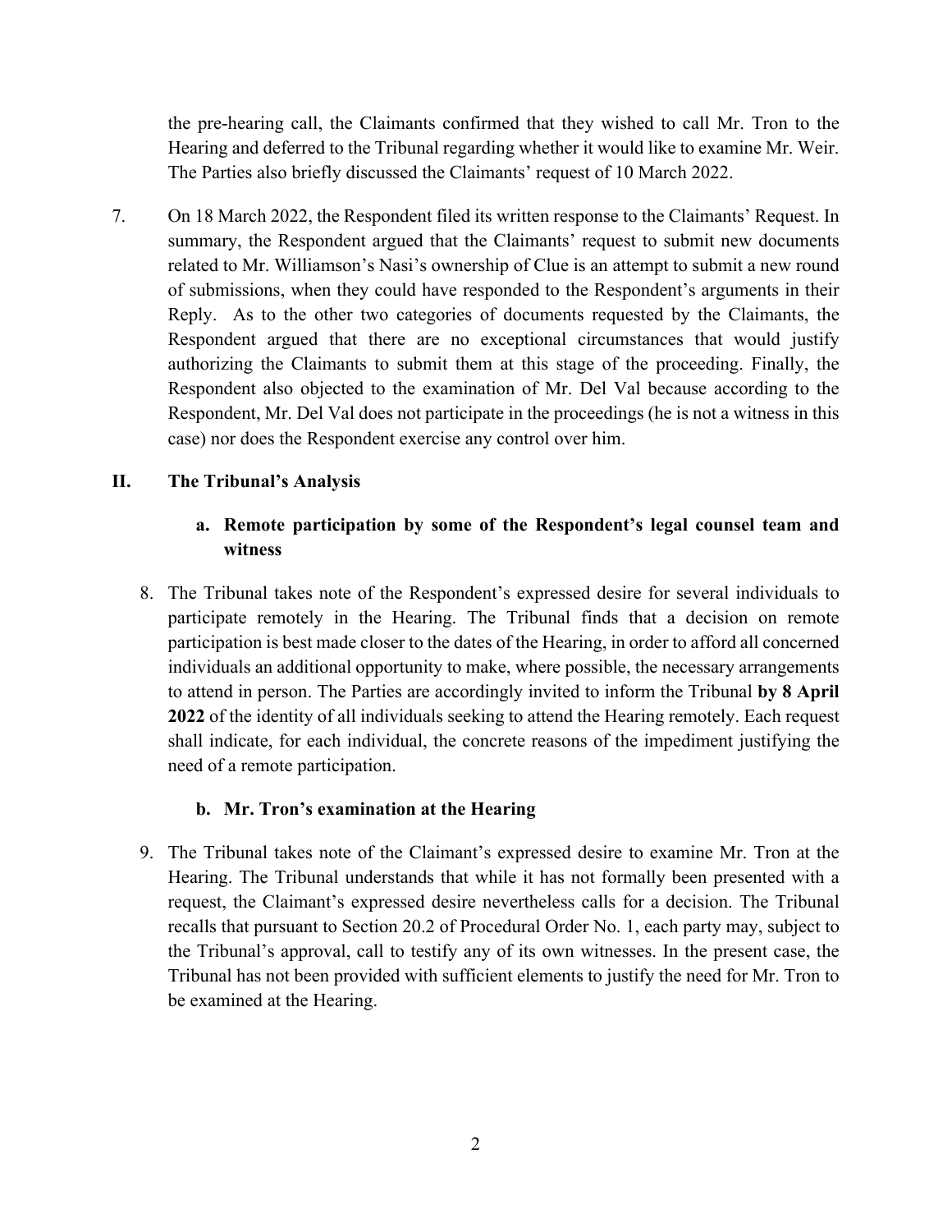the pre-hearing call, the Claimants confirmed that they wished to call Mr. Tron to the Hearing and deferred to the Tribunal regarding whether it would like to examine Mr. Weir. The Parties also briefly discussed the Claimants' request of 10 March 2022.

7. On 18 March 2022, the Respondent filed its written response to the Claimants' Request. In summary, the Respondent argued that the Claimants' request to submit new documents related to Mr. Williamson's Nasi's ownership of Clue is an attempt to submit a new round of submissions, when they could have responded to the Respondent's arguments in their Reply. As to the other two categories of documents requested by the Claimants, the Respondent argued that there are no exceptional circumstances that would justify authorizing the Claimants to submit them at this stage of the proceeding. Finally, the Respondent also objected to the examination of Mr. Del Val because according to the Respondent, Mr. Del Val does not participate in the proceedings (he is not a witness in this case) nor does the Respondent exercise any control over him.

## II. The Tribunal's Analysis

### a. Remote participation by some of the Respondent's legal counsel team and witness

8. The Tribunal takes note of the Respondent's expressed desire for several individuals to participate remotely in the Hearing. The Tribunal finds that a decision on remote participation is best made closer to the dates of the Hearing, in order to afford all concerned individuals an additional opportunity to make, where possible, the necessary arrangements to attend in person. The Parties are accordingly invited to inform the Tribunal **by 8 April 2022** of the identity of all individuals seeking to attend the Hearing remotely. Each request shall indicate, for each individual, the concrete reasons of the impediment justifying the need of a remote participation.

### b. Mr. Tron's examination at the Hearing

9. The Tribunal takes note of the Claimant's expressed desire to examine Mr. Tron at the Hearing. The Tribunal understands that while it has not formally been presented with a request, the Claimant's expressed desire nevertheless calls for a decision. The Tribunal recalls that pursuant to Section 20.2 of Procedural Order No. 1, each party may, subject to the Tribunal's approval, call to testify any of its own witnesses. In the present case, the Tribunal has not been provided with sufficient elements to justify the need for Mr. Tron to be examined at the Hearing.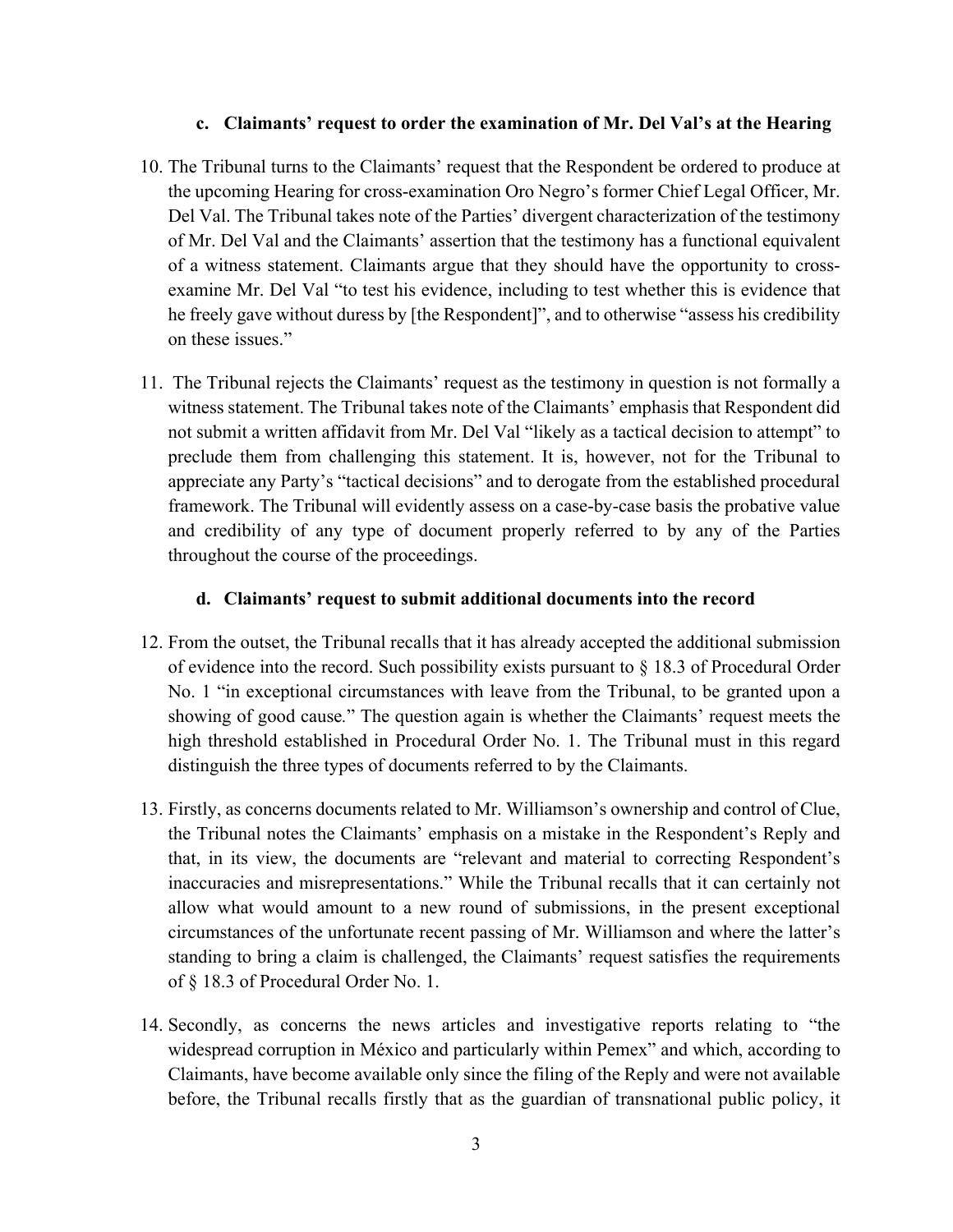### c. Claimants' request to order the examination of Mr. Del Val's at the Hearing

10. The Tribunal turns to the Claimants' request that the Respondent be ordered to produce at the upcoming Hearing for cross-examination Oro Negro's former Chief Legal Officer, Mr. Del Val. The Tribunal takes note of the Parties' divergent characterization of the testimony of Mr. Del Val and the Claimants' assertion that the testimony has a functional equivalent of a witness statement. Claimants argue that they should have the opportunity to cross-examine Mr. Del Val "to test his evidence, including to test whether this is evidence that he freely gave without duress by [the Respondent]", and to otherwise "assess his credibility on these issues."

11. The Tribunal rejects the Claimants' request as the testimony in question is not formally a witness statement. The Tribunal takes note of the Claimants' emphasis that Respondent did not submit a written affidavit from Mr. Del Val "likely as a tactical decision to attempt" to preclude them from challenging this statement. It is, however, not for the Tribunal to appreciate any Party's "tactical decisions" and to derogate from the established procedural framework. The Tribunal will evidently assess on a case-by-case basis the probative value and credibility of any type of document properly referred to by any of the Parties throughout the course of the proceedings.

### d. Claimants' request to submit additional documents into the record

12. From the outset, the Tribunal recalls that it has already accepted the additional submission of evidence into the record. Such possibility exists pursuant to § 18.3 of Procedural Order No. 1 "in exceptional circumstances with leave from the Tribunal, to be granted upon a showing of good cause." The question again is whether the Claimants' request meets the high threshold established in Procedural Order No. 1. The Tribunal must in this regard distinguish the three types of documents referred to by the Claimants.

13. Firstly, as concerns documents related to Mr. Williamson's ownership and control of Clue, the Tribunal notes the Claimants' emphasis on a mistake in the Respondent's Reply and that, in its view, the documents are "relevant and material to correcting Respondent's inaccuracies and misrepresentations." While the Tribunal recalls that it can certainly not allow what would amount to a new round of submissions, in the present exceptional circumstances of the unfortunate recent passing of Mr. Williamson and where the latter's standing to bring a claim is challenged, the Claimants' request satisfies the requirements of § 18.3 of Procedural Order No. 1.

14. Secondly, as concerns the news articles and investigative reports relating to "the widespread corruption in México and particularly within Pemex" and which, according to Claimants, have become available only since the filing of the Reply and were not available before, the Tribunal recalls firstly that as the guardian of transnational public policy, it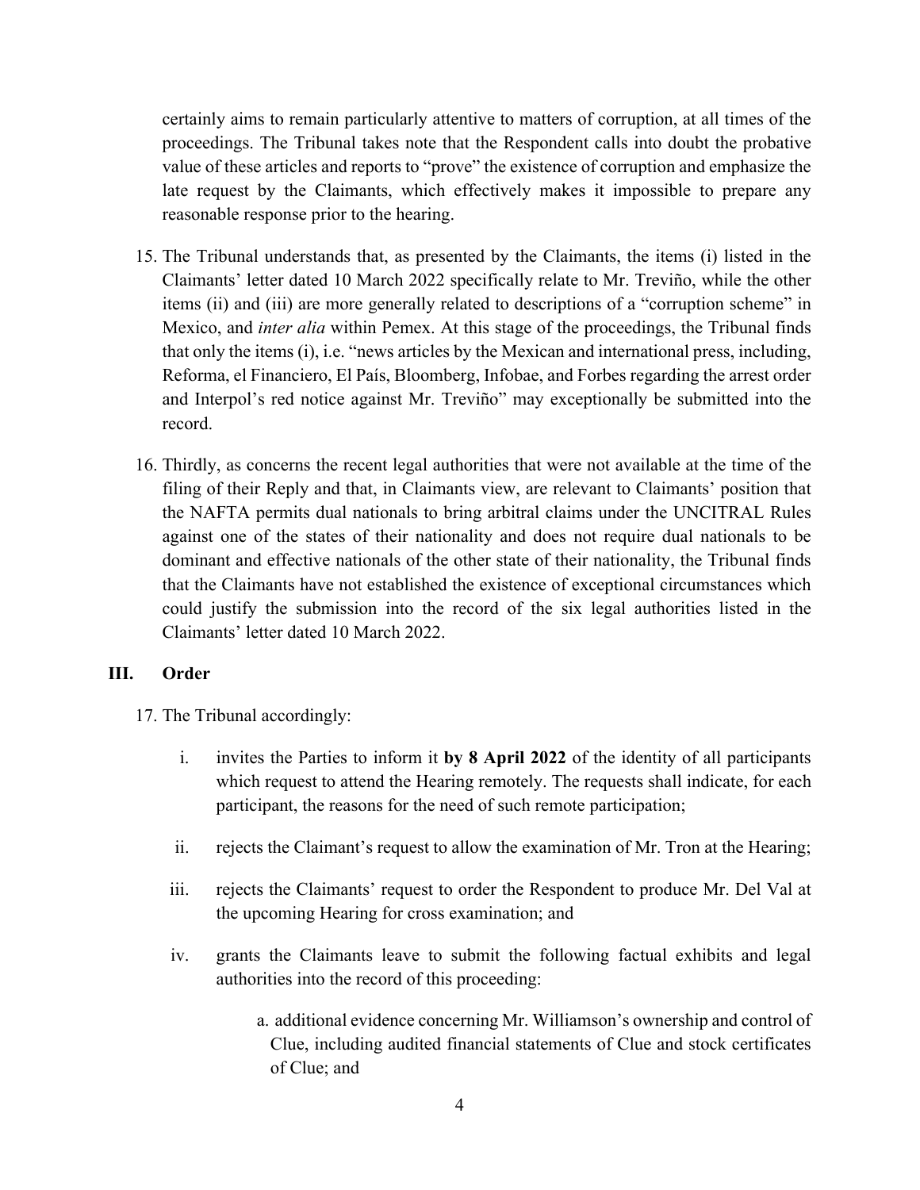certainly aims to remain particularly attentive to matters of corruption, at all times of the proceedings. The Tribunal takes note that the Respondent calls into doubt the probative value of these articles and reports to "prove" the existence of corruption and emphasize the late request by the Claimants, which effectively makes it impossible to prepare any reasonable response prior to the hearing.

15. The Tribunal understands that, as presented by the Claimants, the items (i) listed in the Claimants' letter dated 10 March 2022 specifically relate to Mr. Treviño, while the other items (ii) and (iii) are more generally related to descriptions of a "corruption scheme" in Mexico, and *inter alia* within Pemex. At this stage of the proceedings, the Tribunal finds that only the items (i), i.e. "news articles by the Mexican and international press, including, Reforma, el Financiero, El País, Bloomberg, Infobae, and Forbes regarding the arrest order and Interpol's red notice against Mr. Treviño" may exceptionally be submitted into the record.

16. Thirdly, as concerns the recent legal authorities that were not available at the time of the filing of their Reply and that, in Claimants view, are relevant to Claimants' position that the NAFTA permits dual nationals to bring arbitral claims under the UNCITRAL Rules against one of the states of their nationality and does not require dual nationals to be dominant and effective nationals of the other state of their nationality, the Tribunal finds that the Claimants have not established the existence of exceptional circumstances which could justify the submission into the record of the six legal authorities listed in the Claimants' letter dated 10 March 2022.

## III. Order

17. The Tribunal accordingly:

    i. invites the Parties to inform it **by 8 April 2022** of the identity of all participants which request to attend the Hearing remotely. The requests shall indicate, for each participant, the reasons for the need of such remote participation;

    ii. rejects the Claimant's request to allow the examination of Mr. Tron at the Hearing;

    iii. rejects the Claimants' request to order the Respondent to produce Mr. Del Val at the upcoming Hearing for cross examination; and

    iv. grants the Claimants leave to submit the following factual exhibits and legal authorities into the record of this proceeding:

        a. additional evidence concerning Mr. Williamson's ownership and control of Clue, including audited financial statements of Clue and stock certificates of Clue; and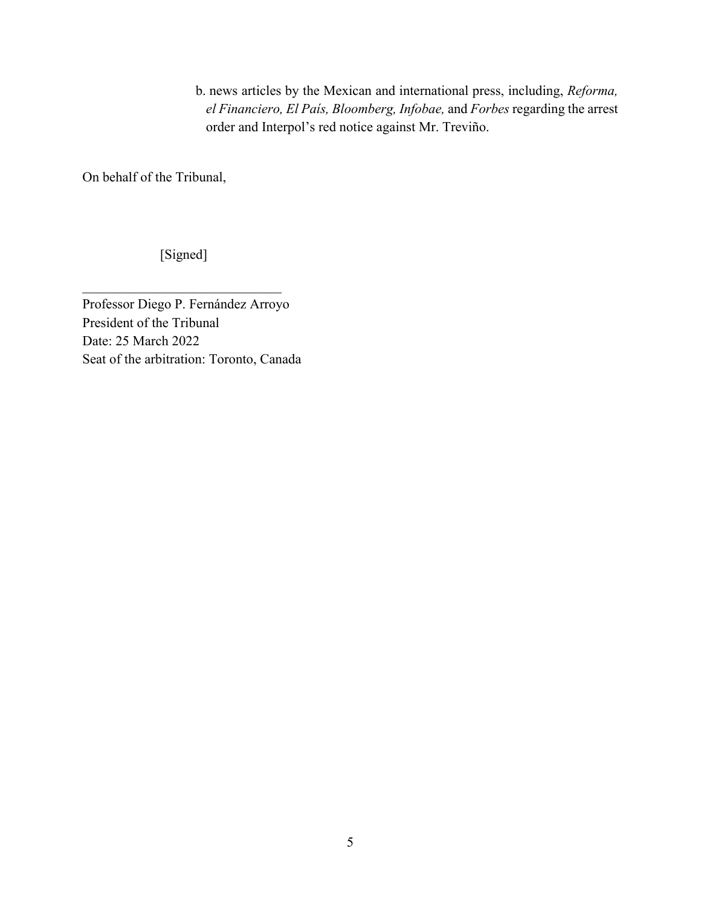b. news articles by the Mexican and international press, including, *Reforma, el Financiero, El País, Bloomberg, Infobae,* and *Forbes* regarding the arrest order and Interpol's red notice against Mr. Treviño.

On behalf of the Tribunal,

[Signed]

\_\_\_\_\_\_\_\_\_\_\_\_\_\_\_\_\_\_\_\_\_\_\_\_\_\_\_\_\_\_\_\_

Professor Diego P. Fernández Arroyo
President of the Tribunal
Date: 25 March 2022
Seat of the arbitration: Toronto, Canada